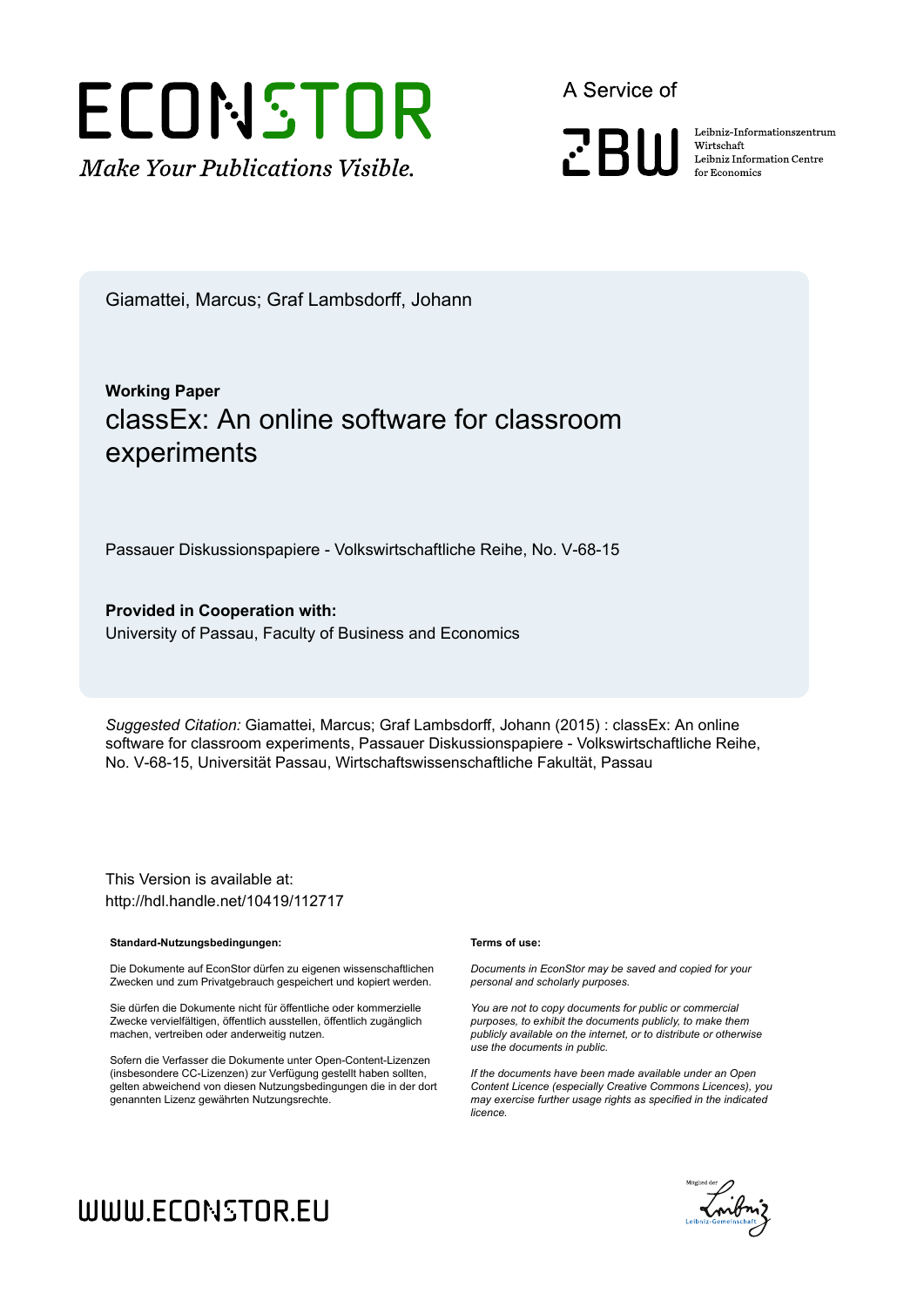ECONSTOR

*Make Your Publications Visible.*

A Service of

ZBW

Leibniz-Informationszentrum Wirtschaft
Leibniz Information Centre for Economics

Giamattei, Marcus; Graf Lambsdorff, Johann

**Working Paper**

# classEx: An online software for classroom experiments

Passauer Diskussionspapiere - Volkswirtschaftliche Reihe, No. V-68-15

**Provided in Cooperation with:**
University of Passau, Faculty of Business and Economics

*Suggested Citation:* Giamattei, Marcus; Graf Lambsdorff, Johann (2015) : classEx: An online software for classroom experiments, Passauer Diskussionspapiere - Volkswirtschaftliche Reihe, No. V-68-15, Universität Passau, Wirtschaftswissenschaftliche Fakultät, Passau

This Version is available at:
http://hdl.handle.net/10419/112717

**Standard-Nutzungsbedingungen:**

Die Dokumente auf EconStor dürfen zu eigenen wissenschaftlichen Zwecken und zum Privatgebrauch gespeichert und kopiert werden.

Sie dürfen die Dokumente nicht für öffentliche oder kommerzielle Zwecke vervielfältigen, öffentlich ausstellen, öffentlich zugänglich machen, vertreiben oder anderweitig nutzen.

Sofern die Verfasser die Dokumente unter Open-Content-Lizenzen (insbesondere CC-Lizenzen) zur Verfügung gestellt haben sollten, gelten abweichend von diesen Nutzungsbedingungen die in der dort genannten Lizenz gewährten Nutzungsrechte.

**Terms of use:**

*Documents in EconStor may be saved and copied for your personal and scholarly purposes.*

*You are not to copy documents for public or commercial purposes, to exhibit the documents publicly, to make them publicly available on the internet, or to distribute or otherwise use the documents in public.*

*If the documents have been made available under an Open Content Licence (especially Creative Commons Licences), you may exercise further usage rights as specified in the indicated licence.*

WWW.ECONSTOR.EU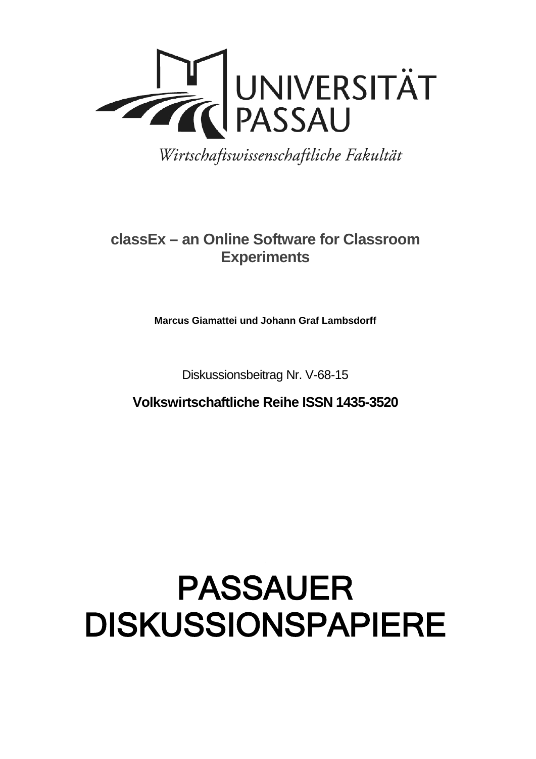UNIVERSITÄT PASSAU

Wirtschaftswissenschaftliche Fakultät

# classEx – an Online Software for Classroom Experiments

**Marcus Giamattei und Johann Graf Lambsdorff**

Diskussionsbeitrag Nr. V-68-15

**Volkswirtschaftliche Reihe ISSN 1435-3520**

# PASSAUER DISKUSSIONSPAPIERE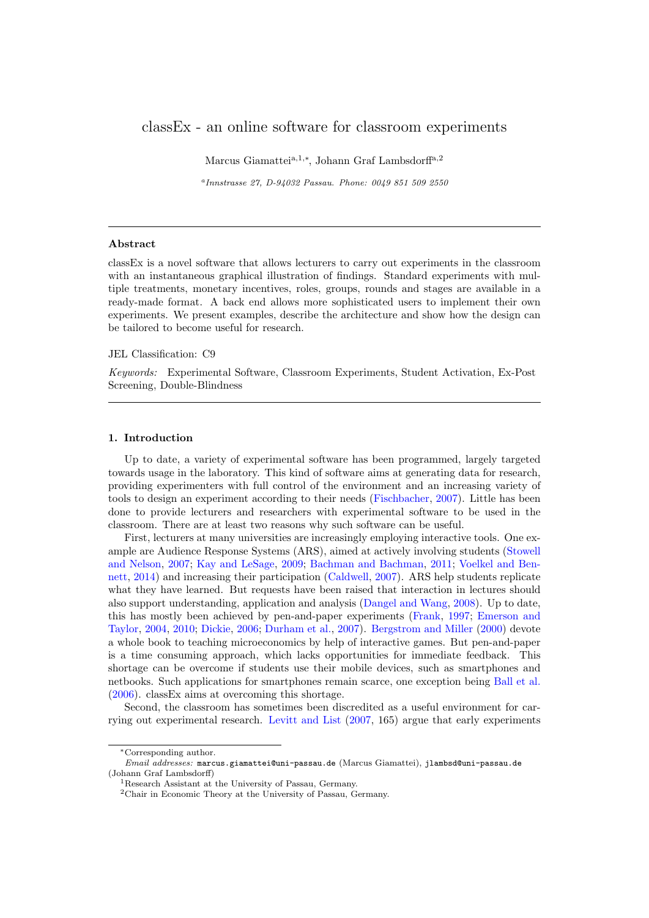# classEx - an online software for classroom experiments

Marcus Giamattei[a,1,*], Johann Graf Lambsdorff[a,2]

[a] *Innstrasse 27, D-94032 Passau. Phone: 0049 851 509 2550*

---

### Abstract

classEx is a novel software that allows lecturers to carry out experiments in the classroom with an instantaneous graphical illustration of findings. Standard experiments with multiple treatments, monetary incentives, roles, groups, rounds and stages are available in a ready-made format. A back end allows more sophisticated users to implement their own experiments. We present examples, describe the architecture and show how the design can be tailored to become useful for research.

JEL Classification: C9

*Keywords:* Experimental Software, Classroom Experiments, Student Activation, Ex-Post Screening, Double-Blindness

---

## 1. Introduction

Up to date, a variety of experimental software has been programmed, largely targeted towards usage in the laboratory. This kind of software aims at generating data for research, providing experimenters with full control of the environment and an increasing variety of tools to design an experiment according to their needs (Fischbacher, 2007). Little has been done to provide lecturers and researchers with experimental software to be used in the classroom. There are at least two reasons why such software can be useful.

First, lecturers at many universities are increasingly employing interactive tools. One example are Audience Response Systems (ARS), aimed at actively involving students (Stowell and Nelson, 2007; Kay and LeSage, 2009; Bachman and Bachman, 2011; Voelkel and Bennett, 2014) and increasing their participation (Caldwell, 2007). ARS help students replicate what they have learned. But requests have been raised that interaction in lectures should also support understanding, application and analysis (Dangel and Wang, 2008). Up to date, this has mostly been achieved by pen-and-paper experiments (Frank, 1997; Emerson and Taylor, 2004, 2010; Dickie, 2006; Durham et al., 2007). Bergstrom and Miller (2000) devote a whole book to teaching microeconomics by help of interactive games. But pen-and-paper is a time consuming approach, which lacks opportunities for immediate feedback. This shortage can be overcome if students use their mobile devices, such as smartphones and netbooks. Such applications for smartphones remain scarce, one exception being Ball et al. (2006). classEx aims at overcoming this shortage.

Second, the classroom has sometimes been discredited as a useful environment for carrying out experimental research. Levitt and List (2007, 165) argue that early experiments

---

*Corresponding author.

*Email addresses:* marcus.giamattei@uni-passau.de (Marcus Giamattei), jlambsd@uni-passau.de (Johann Graf Lambsdorff)

[1] Research Assistant at the University of Passau, Germany.

[2] Chair in Economic Theory at the University of Passau, Germany.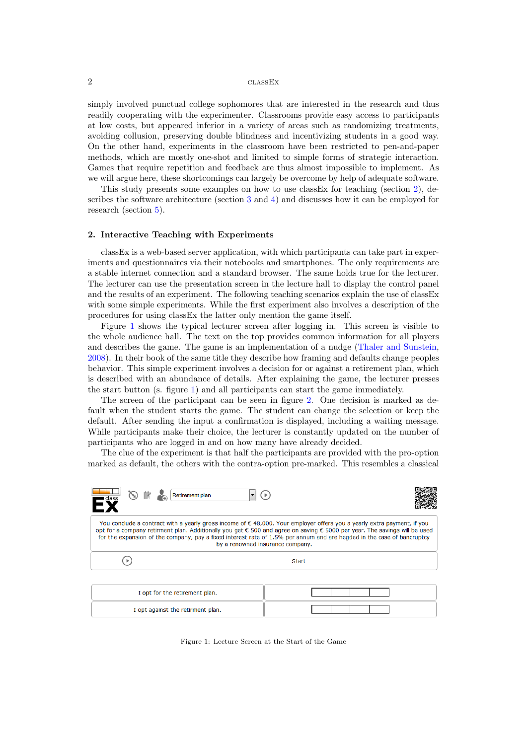simply involved punctual college sophomores that are interested in the research and thus readily cooperating with the experimenter. Classrooms provide easy access to participants at low costs, but appeared inferior in a variety of areas such as randomizing treatments, avoiding collusion, preserving double blindness and incentivizing students in a good way. On the other hand, experiments in the classroom have been restricted to pen-and-paper methods, which are mostly one-shot and limited to simple forms of strategic interaction. Games that require repetition and feedback are thus almost impossible to implement. As we will argue here, these shortcomings can largely be overcome by help of adequate software.

This study presents some examples on how to use classEx for teaching (section 2), describes the software architecture (section 3 and 4) and discusses how it can be employed for research (section 5).

## 2. Interactive Teaching with Experiments

classEx is a web-based server application, with which participants can take part in experiments and questionnaires via their notebooks and smartphones. The only requirements are a stable internet connection and a standard browser. The same holds true for the lecturer. The lecturer can use the presentation screen in the lecture hall to display the control panel and the results of an experiment. The following teaching scenarios explain the use of classEx with some simple experiments. While the first experiment also involves a description of the procedures for using classEx the latter only mention the game itself.

Figure 1 shows the typical lecturer screen after logging in. This screen is visible to the whole audience hall. The text on the top provides common information for all players and describes the game. The game is an implementation of a nudge (Thaler and Sunstein, 2008). In their book of the same title they describe how framing and defaults change peoples behavior. This simple experiment involves a decision for or against a retirement plan, which is described with an abundance of details. After explaining the game, the lecturer presses the start button (s. figure 1) and all participants can start the game immediately.

The screen of the participant can be seen in figure 2. One decision is marked as default when the student starts the game. The student can change the selection or keep the default. After sending the input a confirmation is displayed, including a waiting message. While participants make their choice, the lecturer is constantly updated on the number of participants who are logged in and on how many have already decided.

The clue of the experiment is that half the participants are provided with the pro-option marked as default, the others with the contra-option pre-marked. This resembles a classical

Retirement plan

You conclude a contract with a yearly gross income of € 48,000. Your employer offers you a yearly extra payment, if you opt for a company retirment plan. Additionally you get € 500 and agree on saving € 5000 per year. The savings will be used for the expansion of the company, pay a fixed interest rate of 1.5% per annum and are hegded in the case of bancruptcy by a renowned insurance company.

Start

I opt for the retirement plan.

I opt against the retirment plan.

Figure 1: Lecture Screen at the Start of the Game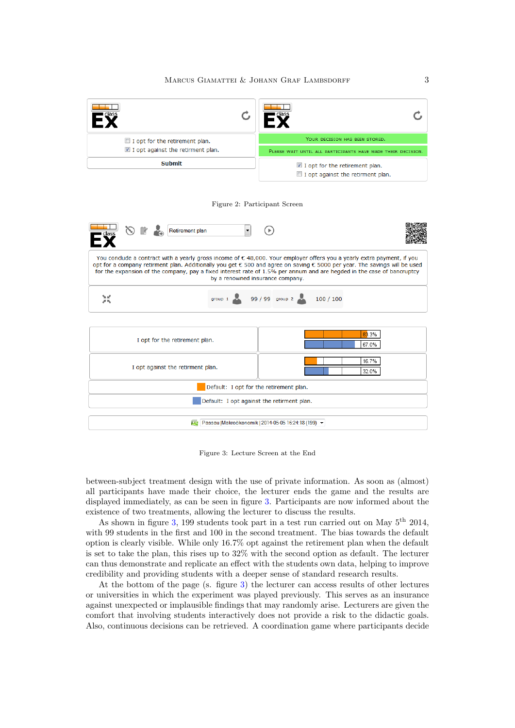Figure 2: Participant Screen

Figure 3: Lecture Screen at the End

between-subject treatment design with the use of private information. As soon as (almost) all participants have made their choice, the lecturer ends the game and the results are displayed immediately, as can be seen in figure 3. Participants are now informed about the existence of two treatments, allowing the lecturer to discuss the results.

As shown in figure 3, 199 students took part in a test run carried out on May 5th 2014, with 99 students in the first and 100 in the second treatment. The bias towards the default option is clearly visible. While only 16.7% opt against the retirement plan when the default is set to take the plan, this rises up to 32% with the second option as default. The lecturer can thus demonstrate and replicate an effect with the students own data, helping to improve credibility and providing students with a deeper sense of standard research results.

At the bottom of the page (s. figure 3) the lecturer can access results of other lectures or universities in which the experiment was played previously. This serves as an insurance against unexpected or implausible findings that may randomly arise. Lecturers are given the comfort that involving students interactively does not provide a risk to the didactic goals. Also, continuous decisions can be retrieved. A coordination game where participants decide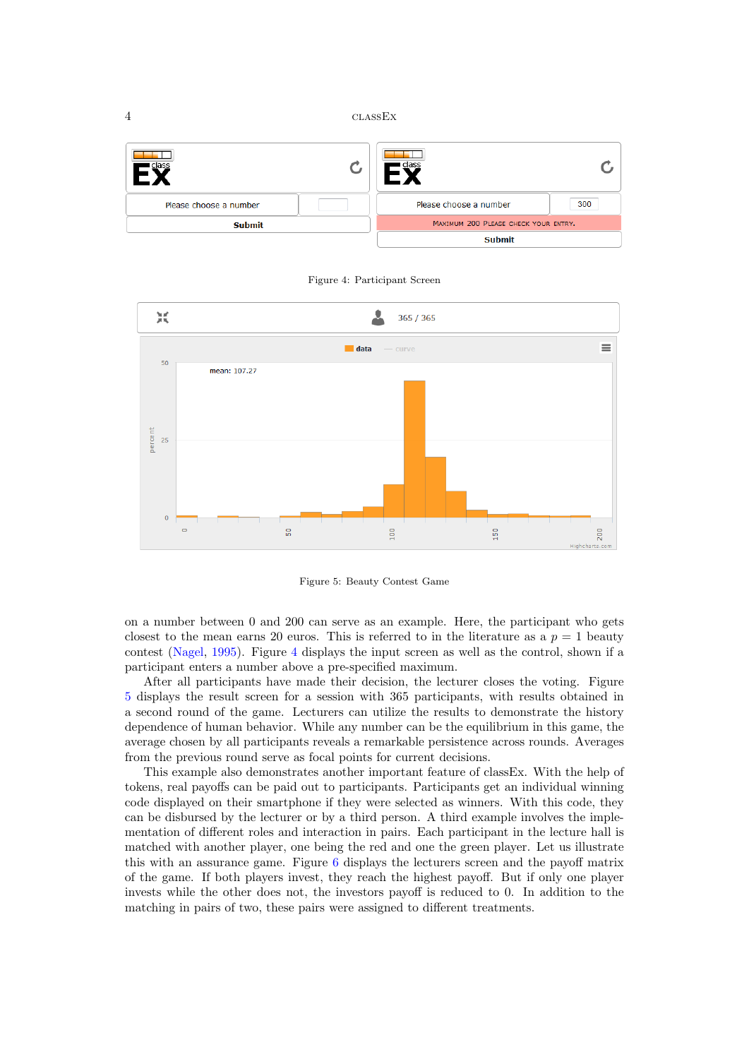Figure 4: Participant Screen

Figure 5: Beauty Contest Game

on a number between 0 and 200 can serve as an example. Here, the participant who gets closest to the mean earns 20 euros. This is referred to in the literature as a $p = 1$ beauty contest (Nagel, 1995). Figure 4 displays the input screen as well as the control, shown if a participant enters a number above a pre-specified maximum.

After all participants have made their decision, the lecturer closes the voting. Figure 5 displays the result screen for a session with 365 participants, with results obtained in a second round of the game. Lecturers can utilize the results to demonstrate the history dependence of human behavior. While any number can be the equilibrium in this game, the average chosen by all participants reveals a remarkable persistence across rounds. Averages from the previous round serve as focal points for current decisions.

This example also demonstrates another important feature of classEx. With the help of tokens, real payoffs can be paid out to participants. Participants get an individual winning code displayed on their smartphone if they were selected as winners. With this code, they can be disbursed by the lecturer or by a third person. A third example involves the implementation of different roles and interaction in pairs. Each participant in the lecture hall is matched with another player, one being the red and one the green player. Let us illustrate this with an assurance game. Figure 6 displays the lecturers screen and the payoff matrix of the game. If both players invest, they reach the highest payoff. But if only one player invests while the other does not, the investors payoff is reduced to 0. In addition to the matching in pairs of two, these pairs were assigned to different treatments.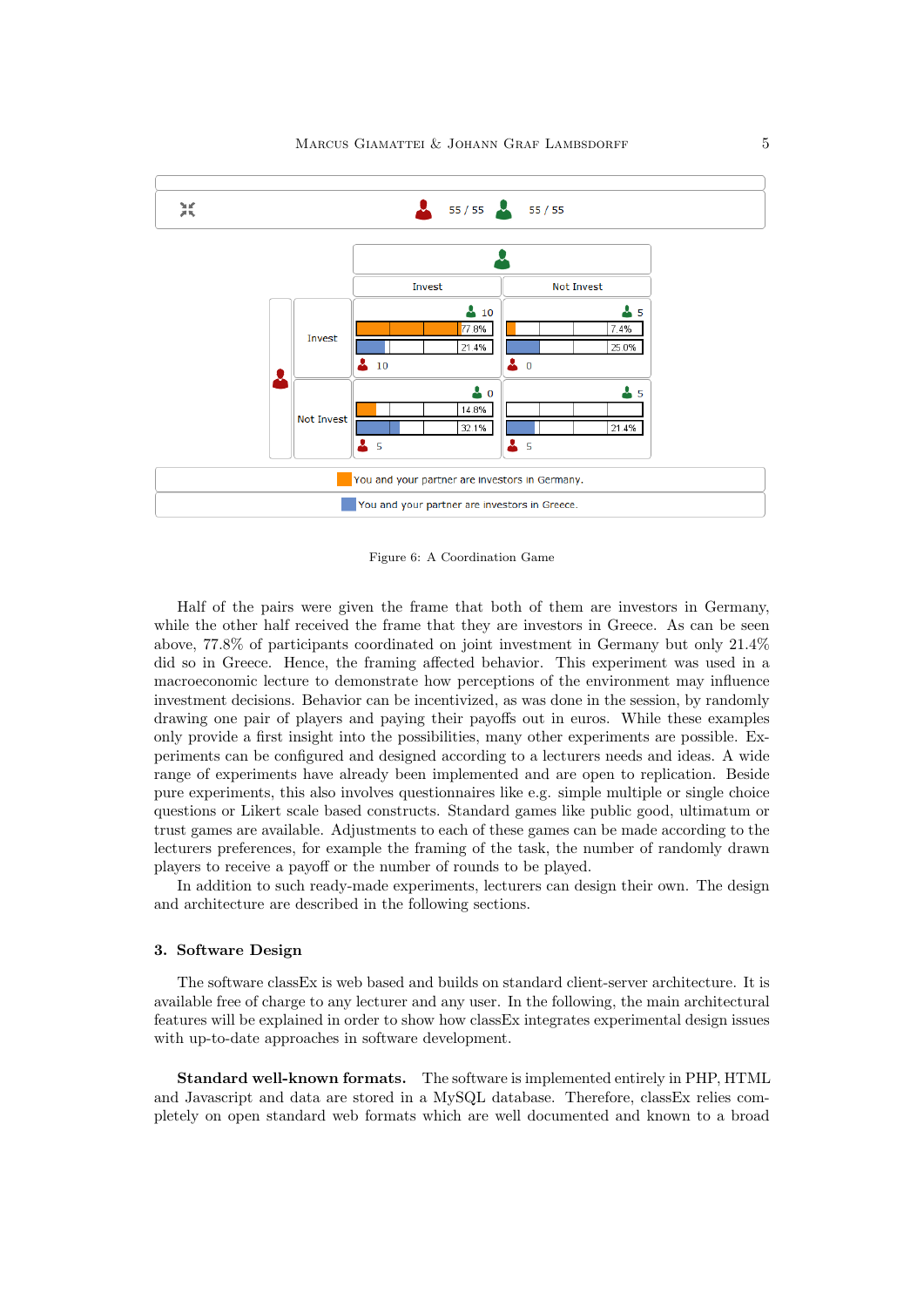Figure 6: A Coordination Game

Half of the pairs were given the frame that both of them are investors in Germany, while the other half received the frame that they are investors in Greece. As can be seen above, 77.8% of participants coordinated on joint investment in Germany but only 21.4% did so in Greece. Hence, the framing affected behavior. This experiment was used in a macroeconomic lecture to demonstrate how perceptions of the environment may influence investment decisions. Behavior can be incentivized, as was done in the session, by randomly drawing one pair of players and paying their payoffs out in euros. While these examples only provide a first insight into the possibilities, many other experiments are possible. Experiments can be configured and designed according to a lecturers needs and ideas. A wide range of experiments have already been implemented and are open to replication. Beside pure experiments, this also involves questionnaires like e.g. simple multiple or single choice questions or Likert scale based constructs. Standard games like public good, ultimatum or trust games are available. Adjustments to each of these games can be made according to the lecturers preferences, for example the framing of the task, the number of randomly drawn players to receive a payoff or the number of rounds to be played.

In addition to such ready-made experiments, lecturers can design their own. The design and architecture are described in the following sections.

## 3. Software Design

The software classEx is web based and builds on standard client-server architecture. It is available free of charge to any lecturer and any user. In the following, the main architectural features will be explained in order to show how classEx integrates experimental design issues with up-to-date approaches in software development.

**Standard well-known formats.** The software is implemented entirely in PHP, HTML and Javascript and data are stored in a MySQL database. Therefore, classEx relies completely on open standard web formats which are well documented and known to a broad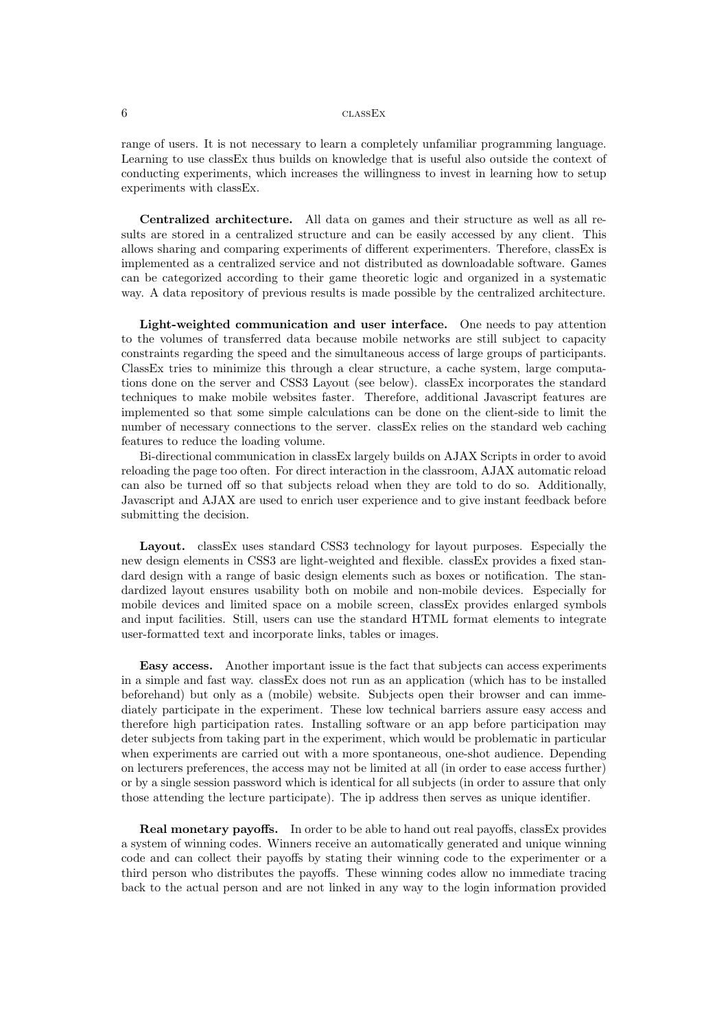range of users. It is not necessary to learn a completely unfamiliar programming language. Learning to use classEx thus builds on knowledge that is useful also outside the context of conducting experiments, which increases the willingness to invest in learning how to setup experiments with classEx.

**Centralized architecture.** All data on games and their structure as well as all results are stored in a centralized structure and can be easily accessed by any client. This allows sharing and comparing experiments of different experimenters. Therefore, classEx is implemented as a centralized service and not distributed as downloadable software. Games can be categorized according to their game theoretic logic and organized in a systematic way. A data repository of previous results is made possible by the centralized architecture.

**Light-weighted communication and user interface.** One needs to pay attention to the volumes of transferred data because mobile networks are still subject to capacity constraints regarding the speed and the simultaneous access of large groups of participants. ClassEx tries to minimize this through a clear structure, a cache system, large computations done on the server and CSS3 Layout (see below). classEx incorporates the standard techniques to make mobile websites faster. Therefore, additional Javascript features are implemented so that some simple calculations can be done on the client-side to limit the number of necessary connections to the server. classEx relies on the standard web caching features to reduce the loading volume.

Bi-directional communication in classEx largely builds on AJAX Scripts in order to avoid reloading the page too often. For direct interaction in the classroom, AJAX automatic reload can also be turned off so that subjects reload when they are told to do so. Additionally, Javascript and AJAX are used to enrich user experience and to give instant feedback before submitting the decision.

**Layout.** classEx uses standard CSS3 technology for layout purposes. Especially the new design elements in CSS3 are light-weighted and flexible. classEx provides a fixed standard design with a range of basic design elements such as boxes or notification. The standardized layout ensures usability both on mobile and non-mobile devices. Especially for mobile devices and limited space on a mobile screen, classEx provides enlarged symbols and input facilities. Still, users can use the standard HTML format elements to integrate user-formatted text and incorporate links, tables or images.

**Easy access.** Another important issue is the fact that subjects can access experiments in a simple and fast way. classEx does not run as an application (which has to be installed beforehand) but only as a (mobile) website. Subjects open their browser and can immediately participate in the experiment. These low technical barriers assure easy access and therefore high participation rates. Installing software or an app before participation may deter subjects from taking part in the experiment, which would be problematic in particular when experiments are carried out with a more spontaneous, one-shot audience. Depending on lecturers preferences, the access may not be limited at all (in order to ease access further) or by a single session password which is identical for all subjects (in order to assure that only those attending the lecture participate). The ip address then serves as unique identifier.

**Real monetary payoffs.** In order to be able to hand out real payoffs, classEx provides a system of winning codes. Winners receive an automatically generated and unique winning code and can collect their payoffs by stating their winning code to the experimenter or a third person who distributes the payoffs. These winning codes allow no immediate tracing back to the actual person and are not linked in any way to the login information provided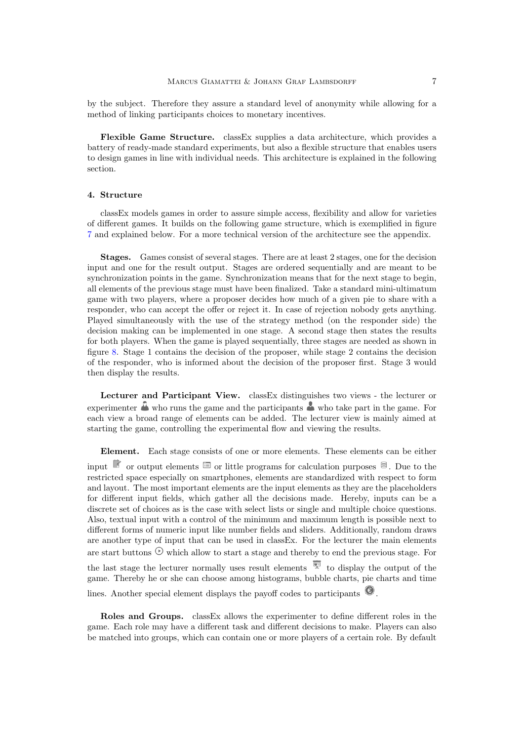by the subject. Therefore they assure a standard level of anonymity while allowing for a method of linking participants choices to monetary incentives.

**Flexible Game Structure.** classEx supplies a data architecture, which provides a battery of ready-made standard experiments, but also a flexible structure that enables users to design games in line with individual needs. This architecture is explained in the following section.

#### 4. Structure

classEx models games in order to assure simple access, flexibility and allow for varieties of different games. It builds on the following game structure, which is exemplified in figure 7 and explained below. For a more technical version of the architecture see the appendix.

**Stages.** Games consist of several stages. There are at least 2 stages, one for the decision input and one for the result output. Stages are ordered sequentially and are meant to be synchronization points in the game. Synchronization means that for the next stage to begin, all elements of the previous stage must have been finalized. Take a standard mini-ultimatum game with two players, where a proposer decides how much of a given pie to share with a responder, who can accept the offer or reject it. In case of rejection nobody gets anything. Played simultaneously with the use of the strategy method (on the responder side) the decision making can be implemented in one stage. A second stage then states the results for both players. When the game is played sequentially, three stages are needed as shown in figure 8. Stage 1 contains the decision of the proposer, while stage 2 contains the decision of the responder, who is informed about the decision of the proposer first. Stage 3 would then display the results.

**Lecturer and Participant View.** classEx distinguishes two views - the lecturer or experimenter who runs the game and the participants who take part in the game. For each view a broad range of elements can be added. The lecturer view is mainly aimed at starting the game, controlling the experimental flow and viewing the results.

**Element.** Each stage consists of one or more elements. These elements can be either input or output elements or little programs for calculation purposes. Due to the restricted space especially on smartphones, elements are standardized with respect to form and layout. The most important elements are the input elements as they are the placeholders for different input fields, which gather all the decisions made. Hereby, inputs can be a discrete set of choices as is the case with select lists or single and multiple choice questions. Also, textual input with a control of the minimum and maximum length is possible next to different forms of numeric input like number fields and sliders. Additionally, random draws are another type of input that can be used in classEx. For the lecturer the main elements are start buttons which allow to start a stage and thereby to end the previous stage. For the last stage the lecturer normally uses result elements to display the output of the game. Thereby he or she can choose among histograms, bubble charts, pie charts and time lines. Another special element displays the payoff codes to participants.

**Roles and Groups.** classEx allows the experimenter to define different roles in the game. Each role may have a different task and different decisions to make. Players can also be matched into groups, which can contain one or more players of a certain role. By default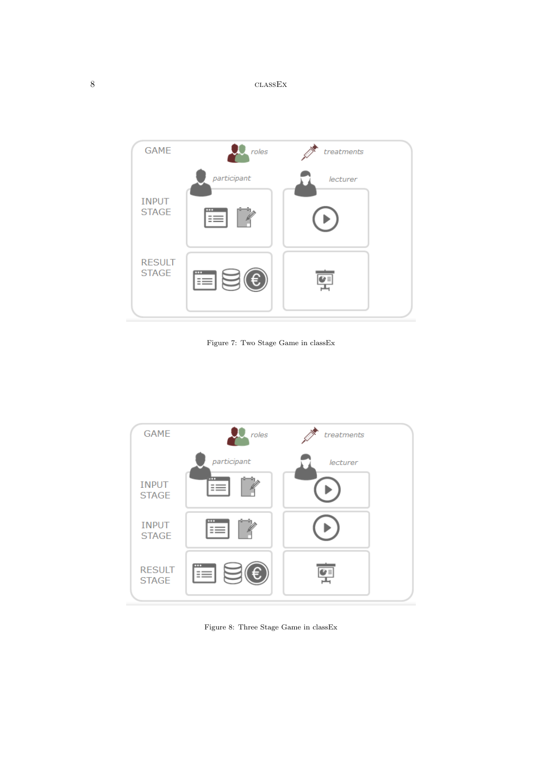Figure 7: Two Stage Game in classEx

Figure 8: Three Stage Game in classEx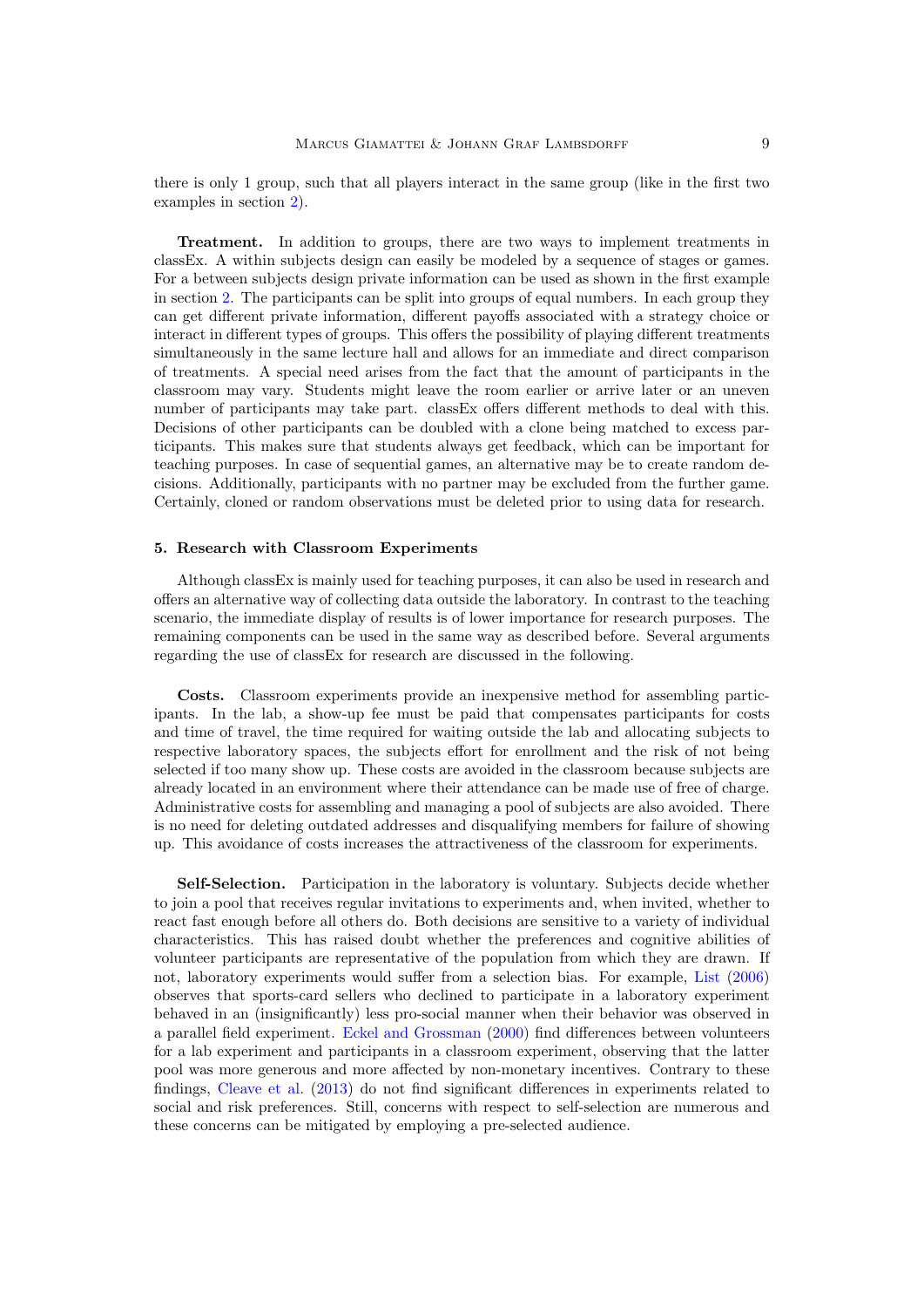there is only 1 group, such that all players interact in the same group (like in the first two examples in section 2).

**Treatment.** In addition to groups, there are two ways to implement treatments in classEx. A within subjects design can easily be modeled by a sequence of stages or games. For a between subjects design private information can be used as shown in the first example in section 2. The participants can be split into groups of equal numbers. In each group they can get different private information, different payoffs associated with a strategy choice or interact in different types of groups. This offers the possibility of playing different treatments simultaneously in the same lecture hall and allows for an immediate and direct comparison of treatments. A special need arises from the fact that the amount of participants in the classroom may vary. Students might leave the room earlier or arrive later or an uneven number of participants may take part. classEx offers different methods to deal with this. Decisions of other participants can be doubled with a clone being matched to excess participants. This makes sure that students always get feedback, which can be important for teaching purposes. In case of sequential games, an alternative may be to create random decisions. Additionally, participants with no partner may be excluded from the further game. Certainly, cloned or random observations must be deleted prior to using data for research.

## 5. Research with Classroom Experiments

Although classEx is mainly used for teaching purposes, it can also be used in research and offers an alternative way of collecting data outside the laboratory. In contrast to the teaching scenario, the immediate display of results is of lower importance for research purposes. The remaining components can be used in the same way as described before. Several arguments regarding the use of classEx for research are discussed in the following.

**Costs.** Classroom experiments provide an inexpensive method for assembling participants. In the lab, a show-up fee must be paid that compensates participants for costs and time of travel, the time required for waiting outside the lab and allocating subjects to respective laboratory spaces, the subjects effort for enrollment and the risk of not being selected if too many show up. These costs are avoided in the classroom because subjects are already located in an environment where their attendance can be made use of free of charge. Administrative costs for assembling and managing a pool of subjects are also avoided. There is no need for deleting outdated addresses and disqualifying members for failure of showing up. This avoidance of costs increases the attractiveness of the classroom for experiments.

**Self-Selection.** Participation in the laboratory is voluntary. Subjects decide whether to join a pool that receives regular invitations to experiments and, when invited, whether to react fast enough before all others do. Both decisions are sensitive to a variety of individual characteristics. This has raised doubt whether the preferences and cognitive abilities of volunteer participants are representative of the population from which they are drawn. If not, laboratory experiments would suffer from a selection bias. For example, List (2006) observes that sports-card sellers who declined to participate in a laboratory experiment behaved in an (insignificantly) less pro-social manner when their behavior was observed in a parallel field experiment. Eckel and Grossman (2000) find differences between volunteers for a lab experiment and participants in a classroom experiment, observing that the latter pool was more generous and more affected by non-monetary incentives. Contrary to these findings, Cleave et al. (2013) do not find significant differences in experiments related to social and risk preferences. Still, concerns with respect to self-selection are numerous and these concerns can be mitigated by employing a pre-selected audience.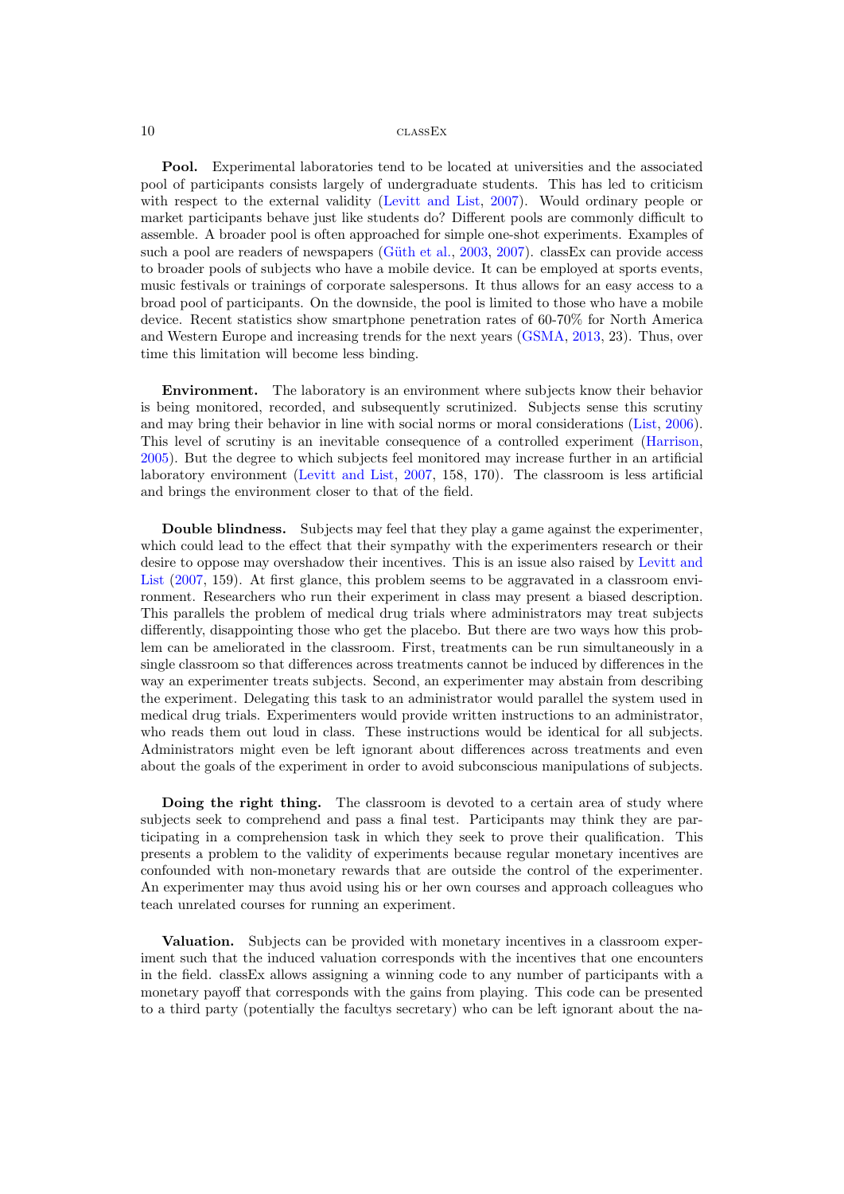**Pool.** Experimental laboratories tend to be located at universities and the associated pool of participants consists largely of undergraduate students. This has led to criticism with respect to the external validity (Levitt and List, 2007). Would ordinary people or market participants behave just like students do? Different pools are commonly difficult to assemble. A broader pool is often approached for simple one-shot experiments. Examples of such a pool are readers of newspapers (Güth et al., 2003, 2007). classEx can provide access to broader pools of subjects who have a mobile device. It can be employed at sports events, music festivals or trainings of corporate salespersons. It thus allows for an easy access to a broad pool of participants. On the downside, the pool is limited to those who have a mobile device. Recent statistics show smartphone penetration rates of 60-70% for North America and Western Europe and increasing trends for the next years (GSMA, 2013, 23). Thus, over time this limitation will become less binding.

**Environment.** The laboratory is an environment where subjects know their behavior is being monitored, recorded, and subsequently scrutinized. Subjects sense this scrutiny and may bring their behavior in line with social norms or moral considerations (List, 2006). This level of scrutiny is an inevitable consequence of a controlled experiment (Harrison, 2005). But the degree to which subjects feel monitored may increase further in an artificial laboratory environment (Levitt and List, 2007, 158, 170). The classroom is less artificial and brings the environment closer to that of the field.

**Double blindness.** Subjects may feel that they play a game against the experimenter, which could lead to the effect that their sympathy with the experimenters research or their desire to oppose may overshadow their incentives. This is an issue also raised by Levitt and List (2007, 159). At first glance, this problem seems to be aggravated in a classroom environment. Researchers who run their experiment in class may present a biased description. This parallels the problem of medical drug trials where administrators may treat subjects differently, disappointing those who get the placebo. But there are two ways how this problem can be ameliorated in the classroom. First, treatments can be run simultaneously in a single classroom so that differences across treatments cannot be induced by differences in the way an experimenter treats subjects. Second, an experimenter may abstain from describing the experiment. Delegating this task to an administrator would parallel the system used in medical drug trials. Experimenters would provide written instructions to an administrator, who reads them out loud in class. These instructions would be identical for all subjects. Administrators might even be left ignorant about differences across treatments and even about the goals of the experiment in order to avoid subconscious manipulations of subjects.

**Doing the right thing.** The classroom is devoted to a certain area of study where subjects seek to comprehend and pass a final test. Participants may think they are participating in a comprehension task in which they seek to prove their qualification. This presents a problem to the validity of experiments because regular monetary incentives are confounded with non-monetary rewards that are outside the control of the experimenter. An experimenter may thus avoid using his or her own courses and approach colleagues who teach unrelated courses for running an experiment.

**Valuation.** Subjects can be provided with monetary incentives in a classroom experiment such that the induced valuation corresponds with the incentives that one encounters in the field. classEx allows assigning a winning code to any number of participants with a monetary payoff that corresponds with the gains from playing. This code can be presented to a third party (potentially the facultys secretary) who can be left ignorant about the na-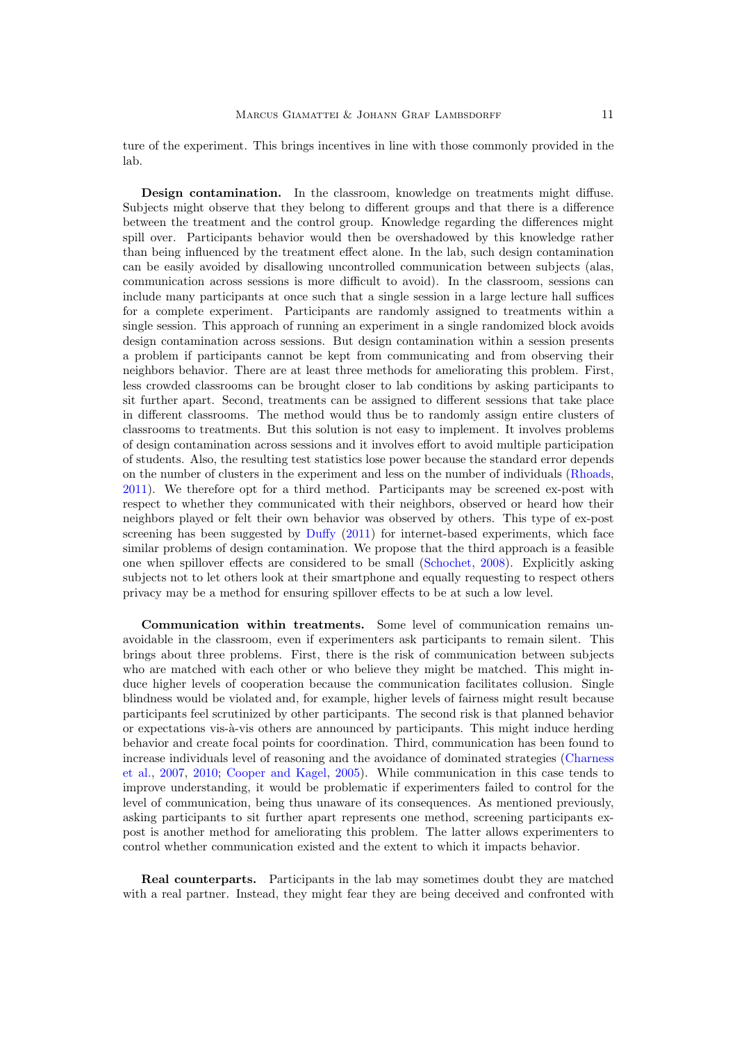ture of the experiment. This brings incentives in line with those commonly provided in the lab.

**Design contamination.** In the classroom, knowledge on treatments might diffuse. Subjects might observe that they belong to different groups and that there is a difference between the treatment and the control group. Knowledge regarding the differences might spill over. Participants behavior would then be overshadowed by this knowledge rather than being influenced by the treatment effect alone. In the lab, such design contamination can be easily avoided by disallowing uncontrolled communication between subjects (alas, communication across sessions is more difficult to avoid). In the classroom, sessions can include many participants at once such that a single session in a large lecture hall suffices for a complete experiment. Participants are randomly assigned to treatments within a single session. This approach of running an experiment in a single randomized block avoids design contamination across sessions. But design contamination within a session presents a problem if participants cannot be kept from communicating and from observing their neighbors behavior. There are at least three methods for ameliorating this problem. First, less crowded classrooms can be brought closer to lab conditions by asking participants to sit further apart. Second, treatments can be assigned to different sessions that take place in different classrooms. The method would thus be to randomly assign entire clusters of classrooms to treatments. But this solution is not easy to implement. It involves problems of design contamination across sessions and it involves effort to avoid multiple participation of students. Also, the resulting test statistics lose power because the standard error depends on the number of clusters in the experiment and less on the number of individuals (Rhoads, 2011). We therefore opt for a third method. Participants may be screened ex-post with respect to whether they communicated with their neighbors, observed or heard how their neighbors played or felt their own behavior was observed by others. This type of ex-post screening has been suggested by Duffy (2011) for internet-based experiments, which face similar problems of design contamination. We propose that the third approach is a feasible one when spillover effects are considered to be small (Schochet, 2008). Explicitly asking subjects not to let others look at their smartphone and equally requesting to respect others privacy may be a method for ensuring spillover effects to be at such a low level.

**Communication within treatments.** Some level of communication remains unavoidable in the classroom, even if experimenters ask participants to remain silent. This brings about three problems. First, there is the risk of communication between subjects who are matched with each other or who believe they might be matched. This might induce higher levels of cooperation because the communication facilitates collusion. Single blindness would be violated and, for example, higher levels of fairness might result because participants feel scrutinized by other participants. The second risk is that planned behavior or expectations vis-à-vis others are announced by participants. This might induce herding behavior and create focal points for coordination. Third, communication has been found to increase individuals level of reasoning and the avoidance of dominated strategies (Charness et al., 2007, 2010; Cooper and Kagel, 2005). While communication in this case tends to improve understanding, it would be problematic if experimenters failed to control for the level of communication, being thus unaware of its consequences. As mentioned previously, asking participants to sit further apart represents one method, screening participants ex-post is another method for ameliorating this problem. The latter allows experimenters to control whether communication existed and the extent to which it impacts behavior.

**Real counterparts.** Participants in the lab may sometimes doubt they are matched with a real partner. Instead, they might fear they are being deceived and confronted with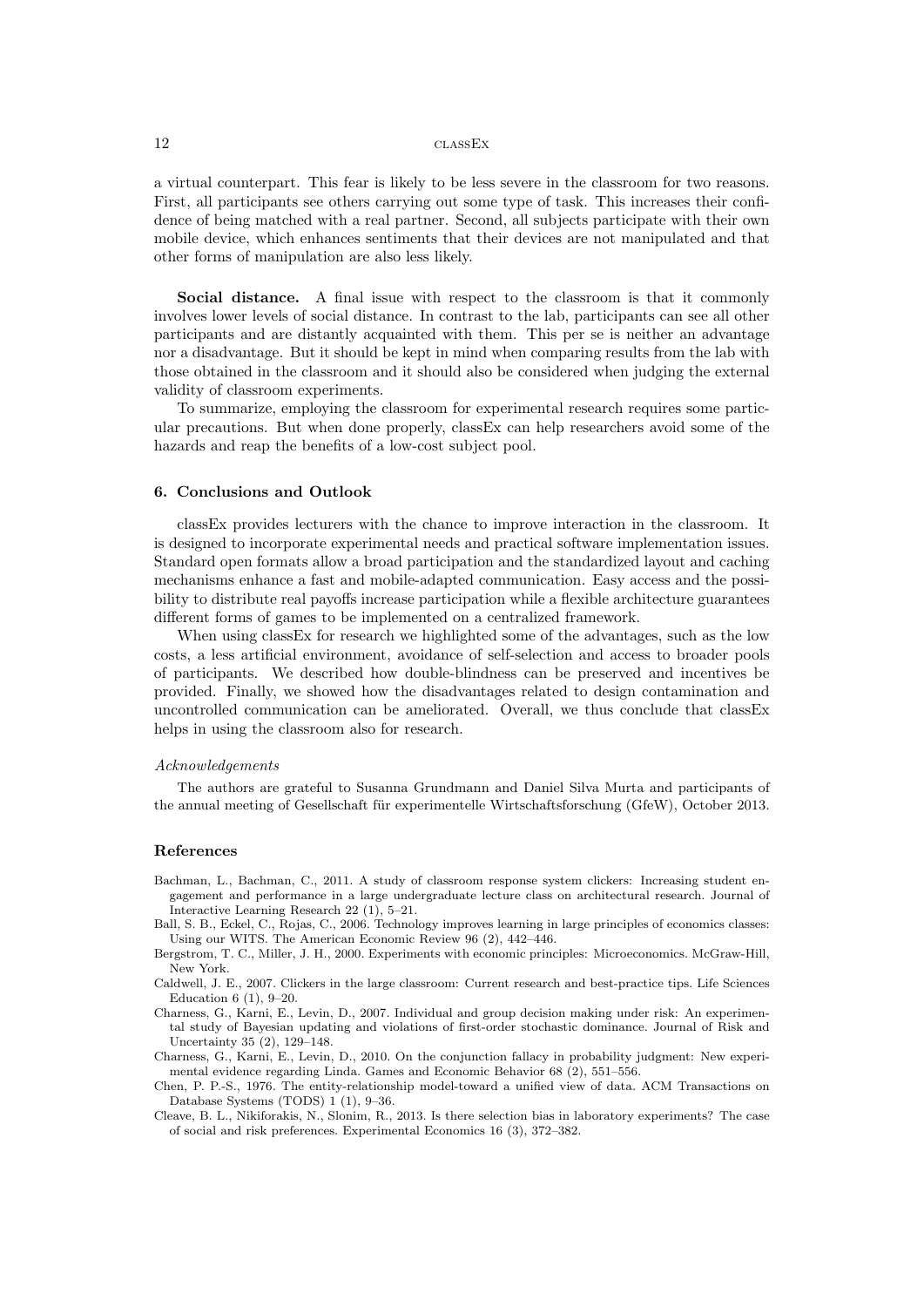a virtual counterpart. This fear is likely to be less severe in the classroom for two reasons. First, all participants see others carrying out some type of task. This increases their confidence of being matched with a real partner. Second, all subjects participate with their own mobile device, which enhances sentiments that their devices are not manipulated and that other forms of manipulation are also less likely.

**Social distance.** A final issue with respect to the classroom is that it commonly involves lower levels of social distance. In contrast to the lab, participants can see all other participants and are distantly acquainted with them. This per se is neither an advantage nor a disadvantage. But it should be kept in mind when comparing results from the lab with those obtained in the classroom and it should also be considered when judging the external validity of classroom experiments.

To summarize, employing the classroom for experimental research requires some particular precautions. But when done properly, classEx can help researchers avoid some of the hazards and reap the benefits of a low-cost subject pool.

## 6. Conclusions and Outlook

classEx provides lecturers with the chance to improve interaction in the classroom. It is designed to incorporate experimental needs and practical software implementation issues. Standard open formats allow a broad participation and the standardized layout and caching mechanisms enhance a fast and mobile-adapted communication. Easy access and the possibility to distribute real payoffs increase participation while a flexible architecture guarantees different forms of games to be implemented on a centralized framework.

When using classEx for research we highlighted some of the advantages, such as the low costs, a less artificial environment, avoidance of self-selection and access to broader pools of participants. We described how double-blindness can be preserved and incentives be provided. Finally, we showed how the disadvantages related to design contamination and uncontrolled communication can be ameliorated. Overall, we thus conclude that classEx helps in using the classroom also for research.

*Acknowledgements*

The authors are grateful to Susanna Grundmann and Daniel Silva Murta and participants of the annual meeting of Gesellschaft für experimentelle Wirtschaftsforschung (GfeW), October 2013.

## References

Bachman, L., Bachman, C., 2011. A study of classroom response system clickers: Increasing student engagement and performance in a large undergraduate lecture class on architectural research. Journal of Interactive Learning Research 22 (1), 5–21.

Ball, S. B., Eckel, C., Rojas, C., 2006. Technology improves learning in large principles of economics classes: Using our WITS. The American Economic Review 96 (2), 442–446.

Bergstrom, T. C., Miller, J. H., 2000. Experiments with economic principles: Microeconomics. McGraw-Hill, New York.

Caldwell, J. E., 2007. Clickers in the large classroom: Current research and best-practice tips. Life Sciences Education 6 (1), 9–20.

Charness, G., Karni, E., Levin, D., 2007. Individual and group decision making under risk: An experimental study of Bayesian updating and violations of first-order stochastic dominance. Journal of Risk and Uncertainty 35 (2), 129–148.

Charness, G., Karni, E., Levin, D., 2010. On the conjunction fallacy in probability judgment: New experimental evidence regarding Linda. Games and Economic Behavior 68 (2), 551–556.

Chen, P. P.-S., 1976. The entity-relationship model-toward a unified view of data. ACM Transactions on Database Systems (TODS) 1 (1), 9–36.

Cleave, B. L., Nikiforakis, N., Slonim, R., 2013. Is there selection bias in laboratory experiments? The case of social and risk preferences. Experimental Economics 16 (3), 372–382.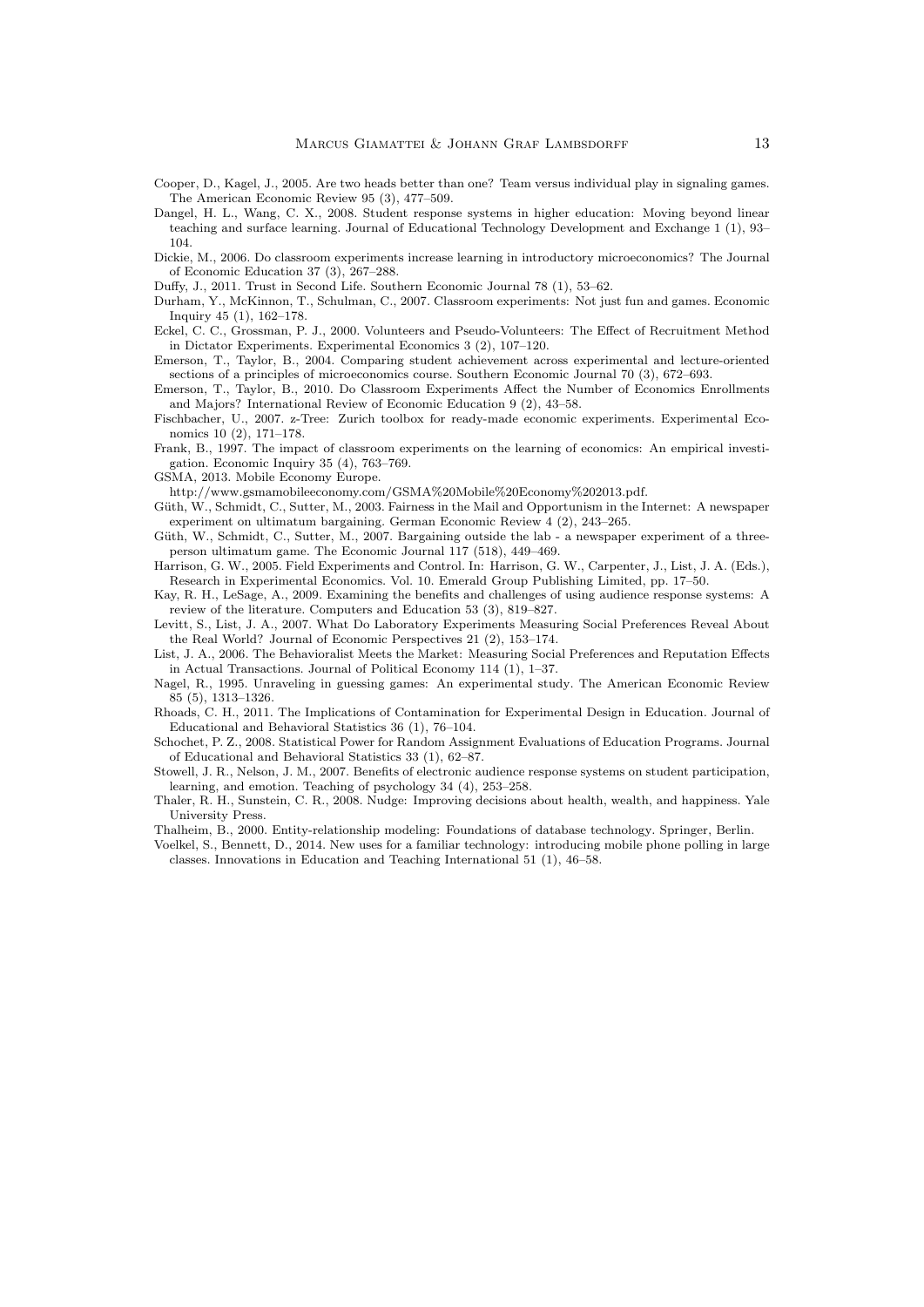Cooper, D., Kagel, J., 2005. Are two heads better than one? Team versus individual play in signaling games. The American Economic Review 95 (3), 477–509.

Dangel, H. L., Wang, C. X., 2008. Student response systems in higher education: Moving beyond linear teaching and surface learning. Journal of Educational Technology Development and Exchange 1 (1), 93–104.

Dickie, M., 2006. Do classroom experiments increase learning in introductory microeconomics? The Journal of Economic Education 37 (3), 267–288.

Duffy, J., 2011. Trust in Second Life. Southern Economic Journal 78 (1), 53–62.

Durham, Y., McKinnon, T., Schulman, C., 2007. Classroom experiments: Not just fun and games. Economic Inquiry 45 (1), 162–178.

Eckel, C. C., Grossman, P. J., 2000. Volunteers and Pseudo-Volunteers: The Effect of Recruitment Method in Dictator Experiments. Experimental Economics 3 (2), 107–120.

Emerson, T., Taylor, B., 2004. Comparing student achievement across experimental and lecture-oriented sections of a principles of microeconomics course. Southern Economic Journal 70 (3), 672–693.

Emerson, T., Taylor, B., 2010. Do Classroom Experiments Affect the Number of Economics Enrollments and Majors? International Review of Economic Education 9 (2), 43–58.

Fischbacher, U., 2007. z-Tree: Zurich toolbox for ready-made economic experiments. Experimental Economics 10 (2), 171–178.

Frank, B., 1997. The impact of classroom experiments on the learning of economics: An empirical investigation. Economic Inquiry 35 (4), 763–769.

GSMA, 2013. Mobile Economy Europe.
http://www.gsmamobileeconomy.com/GSMA%20Mobile%20Economy%202013.pdf.

Güth, W., Schmidt, C., Sutter, M., 2003. Fairness in the Mail and Opportunism in the Internet: A newspaper experiment on ultimatum bargaining. German Economic Review 4 (2), 243–265.

Güth, W., Schmidt, C., Sutter, M., 2007. Bargaining outside the lab - a newspaper experiment of a three-person ultimatum game. The Economic Journal 117 (518), 449–469.

Harrison, G. W., 2005. Field Experiments and Control. In: Harrison, G. W., Carpenter, J., List, J. A. (Eds.), Research in Experimental Economics. Vol. 10. Emerald Group Publishing Limited, pp. 17–50.

Kay, R. H., LeSage, A., 2009. Examining the benefits and challenges of using audience response systems: A review of the literature. Computers and Education 53 (3), 819–827.

Levitt, S., List, J. A., 2007. What Do Laboratory Experiments Measuring Social Preferences Reveal About the Real World? Journal of Economic Perspectives 21 (2), 153–174.

List, J. A., 2006. The Behavioralist Meets the Market: Measuring Social Preferences and Reputation Effects in Actual Transactions. Journal of Political Economy 114 (1), 1–37.

Nagel, R., 1995. Unraveling in guessing games: An experimental study. The American Economic Review 85 (5), 1313–1326.

Rhoads, C. H., 2011. The Implications of Contamination for Experimental Design in Education. Journal of Educational and Behavioral Statistics 36 (1), 76–104.

Schochet, P. Z., 2008. Statistical Power for Random Assignment Evaluations of Education Programs. Journal of Educational and Behavioral Statistics 33 (1), 62–87.

Stowell, J. R., Nelson, J. M., 2007. Benefits of electronic audience response systems on student participation, learning, and emotion. Teaching of psychology 34 (4), 253–258.

Thaler, R. H., Sunstein, C. R., 2008. Nudge: Improving decisions about health, wealth, and happiness. Yale University Press.

Thalheim, B., 2000. Entity-relationship modeling: Foundations of database technology. Springer, Berlin.

Voelkel, S., Bennett, D., 2014. New uses for a familiar technology: introducing mobile phone polling in large classes. Innovations in Education and Teaching International 51 (1), 46–58.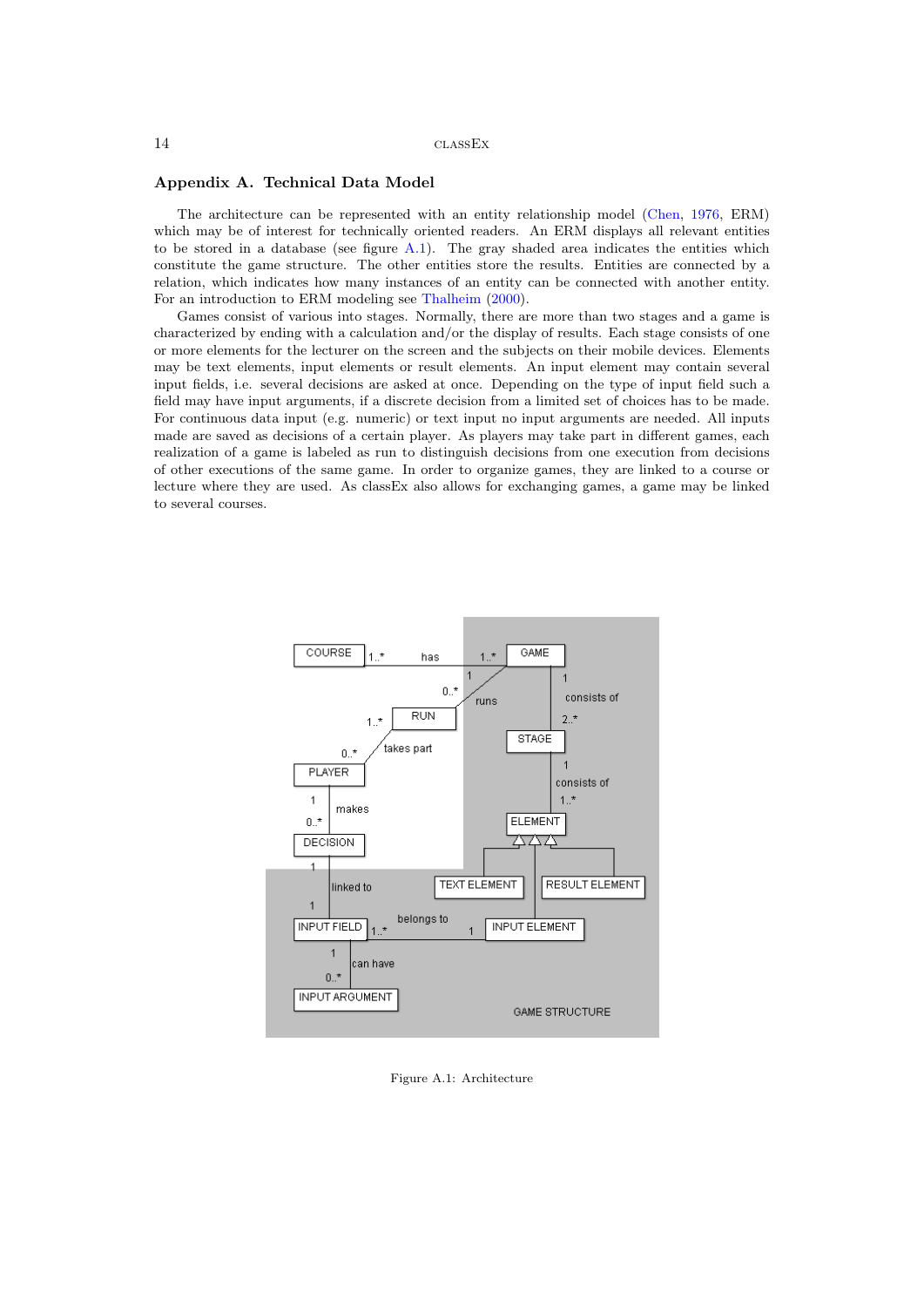## Appendix A. Technical Data Model

The architecture can be represented with an entity relationship model (Chen, 1976, ERM) which may be of interest for technically oriented readers. An ERM displays all relevant entities to be stored in a database (see figure A.1). The gray shaded area indicates the entities which constitute the game structure. The other entities store the results. Entities are connected by a relation, which indicates how many instances of an entity can be connected with another entity. For an introduction to ERM modeling see Thalheim (2000).

Games consist of various into stages. Normally, there are more than two stages and a game is characterized by ending with a calculation and/or the display of results. Each stage consists of one or more elements for the lecturer on the screen and the subjects on their mobile devices. Elements may be text elements, input elements or result elements. An input element may contain several input fields, i.e. several decisions are asked at once. Depending on the type of input field such a field may have input arguments, if a discrete decision from a limited set of choices has to be made. For continuous data input (e.g. numeric) or text input no input arguments are needed. All inputs made are saved as decisions of a certain player. As players may take part in different games, each realization of a game is labeled as run to distinguish decisions from one execution from decisions of other executions of the same game. In order to organize games, they are linked to a course or lecture where they are used. As classEx also allows for exchanging games, a game may be linked to several courses.

COURSE 1..* has 1..* GAME

GAME 1 runs 0..* RUN

RUN 1..* takes part 0..* PLAYER

PLAYER 1 makes 0..* DECISION

DECISION 1 linked to 1 INPUT FIELD

GAME 1 consists of 2..* STAGE

STAGE 1 consists of 1..* ELEMENT

ELEMENT: TEXT ELEMENT, INPUT ELEMENT, RESULT ELEMENT

INPUT FIELD 1..* belongs to 1 INPUT ELEMENT

INPUT FIELD 1 can have 0..* INPUT ARGUMENT

GAME STRUCTURE

Figure A.1: Architecture